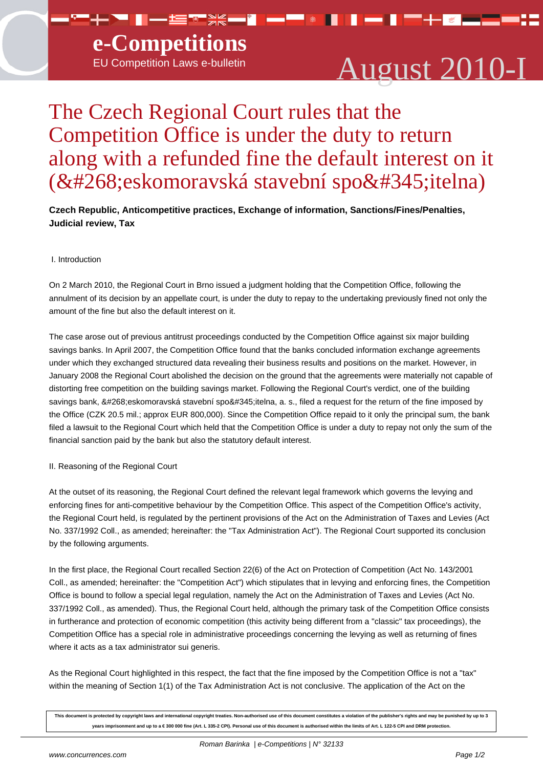# The Czech Regional Court rules that the Competition Office is under the duty to return along with a refunded fine the default interest on it (&#268;eskomoravská stavební spo&#345;itelna)

**Czech Republic, Anticompetitive practices, Exchange of information, Sanctions/Fines/Penalties, Judicial review, Tax**

I. Introduction

On 2 March 2010, the Regional Court in Brno issued a judgment holding that the Competition Office, following the annulment of its decision by an appellate court, is under the duty to repay to the undertaking previously fined not only the amount of the fine but also the default interest on it.

The case arose out of previous antitrust proceedings conducted by the Competition Office against six major building savings banks. In April 2007, the Competition Office found that the banks concluded information exchange agreements under which they exchanged structured data revealing their business results and positions on the market. However, in January 2008 the Regional Court abolished the decision on the ground that the agreements were materially not capable of distorting free competition on the building savings market. Following the Regional Court's verdict, one of the building savings bank, &#268;eskomoravská stavební spo&#345;itelna, a. s., filed a request for the return of the fine imposed by the Office (CZK 20.5 mil.; approx EUR 800,000). Since the Competition Office repaid to it only the principal sum, the bank filed a lawsuit to the Regional Court which held that the Competition Office is under a duty to repay not only the sum of the financial sanction paid by the bank but also the statutory default interest.

II. Reasoning of the Regional Court

At the outset of its reasoning, the Regional Court defined the relevant legal framework which governs the levying and enforcing fines for anti-competitive behaviour by the Competition Office. This aspect of the Competition Office's activity, the Regional Court held, is regulated by the pertinent provisions of the Act on the Administration of Taxes and Levies (Act No. 337/1992 Coll., as amended; hereinafter: the "Tax Administration Act"). The Regional Court supported its conclusion by the following arguments.

In the first place, the Regional Court recalled Section 22(6) of the Act on Protection of Competition (Act No. 143/2001 Coll., as amended; hereinafter: the "Competition Act") which stipulates that in levying and enforcing fines, the Competition Office is bound to follow a special legal regulation, namely the Act on the Administration of Taxes and Levies (Act No. 337/1992 Coll., as amended). Thus, the Regional Court held, although the primary task of the Competition Office consists in furtherance and protection of economic competition (this activity being different from a "classic" tax proceedings), the Competition Office has a special role in administrative proceedings concerning the levying as well as returning of fines where it acts as a tax administrator sui generis.

As the Regional Court highlighted in this respect, the fact that the fine imposed by the Competition Office is not a "tax" within the meaning of Section 1(1) of the Tax Administration Act is not conclusive. The application of the Act on the

This document is protected by copyright laws and international copyright treaties. Non-authorised use of this document constitutes a violation of the publisher's rights and may be punished by up to 3 years imprisonment and up to a € 300 000 fine (Art. L 335-2 CPI). Personal use of this document is authorised within the limits of Art. L 122-5 CPI and DRM protection.

Roman Barinka | e-Competitions | N° 32133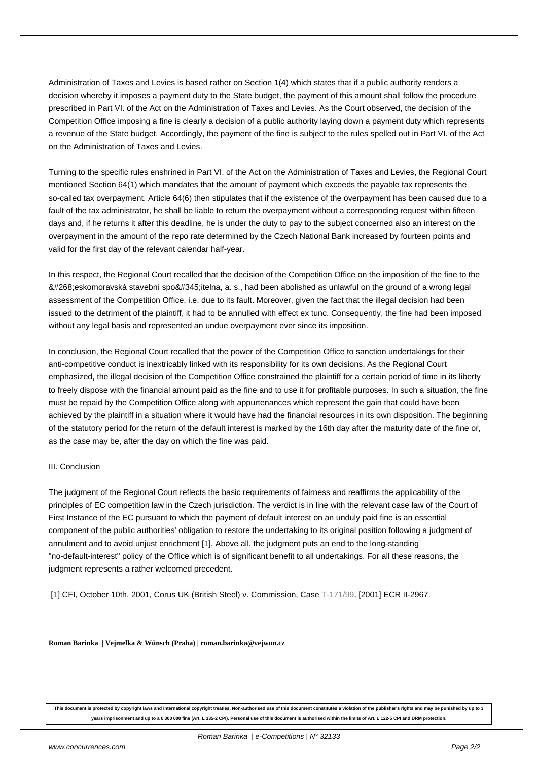Administration of Taxes and Levies is based rather on Section 1(4) which states that if a public authority renders a decision whereby it imposes a payment duty to the State budget, the payment of this amount shall follow the procedure prescribed in Part VI. of the Act on the Administration of Taxes and Levies. As the Court observed, the decision of the Competition Office imposing a fine is clearly a decision of a public authority laying down a payment duty which represents a revenue of the State budget. Accordingly, the payment of the fine is subject to the rules spelled out in Part VI. of the Act on the Administration of Taxes and Levies.

Turning to the specific rules enshrined in Part VI. of the Act on the Administration of Taxes and Levies, the Regional Court mentioned Section 64(1) which mandates that the amount of payment which exceeds the payable tax represents the so-called tax overpayment. Article 64(6) then stipulates that if the existence of the overpayment has been caused due to a fault of the tax administrator, he shall be liable to return the overpayment without a corresponding request within fifteen days and, if he returns it after this deadline, he is under the duty to pay to the subject concerned also an interest on the overpayment in the amount of the repo rate determined by the Czech National Bank increased by fourteen points and valid for the first day of the relevant calendar half-year.

In this respect, the Regional Court recalled that the decision of the Competition Office on the imposition of the fine to the &#268;eskomoravská stavební spo&#345;itelna, a. s., had been abolished as unlawful on the ground of a wrong legal assessment of the Competition Office, i.e. due to its fault. Moreover, given the fact that the illegal decision had been issued to the detriment of the plaintiff, it had to be annulled with effect ex tunc. Consequently, the fine had been imposed without any legal basis and represented an undue overpayment ever since its imposition.

In conclusion, the Regional Court recalled that the power of the Competition Office to sanction undertakings for their anti-competitive conduct is inextricably linked with its responsibility for its own decisions. As the Regional Court emphasized, the illegal decision of the Competition Office constrained the plaintiff for a certain period of time in its liberty to freely dispose with the financial amount paid as the fine and to use it for profitable purposes. In such a situation, the fine must be repaid by the Competition Office along with appurtenances which represent the gain that could have been achieved by the plaintiff in a situation where it would have had the financial resources in its own disposition. The beginning of the statutory period for the return of the default interest is marked by the 16th day after the maturity date of the fine or, as the case may be, after the day on which the fine was paid.

III. Conclusion

The judgment of the Regional Court reflects the basic requirements of fairness and reaffirms the applicability of the principles of EC competition law in the Czech jurisdiction. The verdict is in line with the relevant case law of the Court of First Instance of the EC pursuant to which the payment of default interest on an unduly paid fine is an essential component of the public authorities' obligation to restore the undertaking to its original position following a judgment of annulment and to avoid unjust enrichment [1]. Above all, the judgment puts an end to the long-standing "no-default-interest" policy of the Office which is of significant benefit to all undertakings. For all these reasons, the judgment represents a rather welcomed precedent.

[1] CFI, October 10th, 2001, Corus UK (British Steel) v. Commission, Case T-171/99, [2001] ECR II-2967.

**Roman Barinka | Vejmelka & Wünsch (Praha) | roman.barinka@vejwun.cz**

This document is protected by copyright laws and international copyright treaties. Non-authorised use of this document constitutes a violation of the publisher's rights and may be punished by up to 3 years imprisonment and up to a € 300 000 fine (Art. L 335-2 CPI). Personal use of this document is authorised within the limits of Art. L 122-5 CPI and DRM protection.